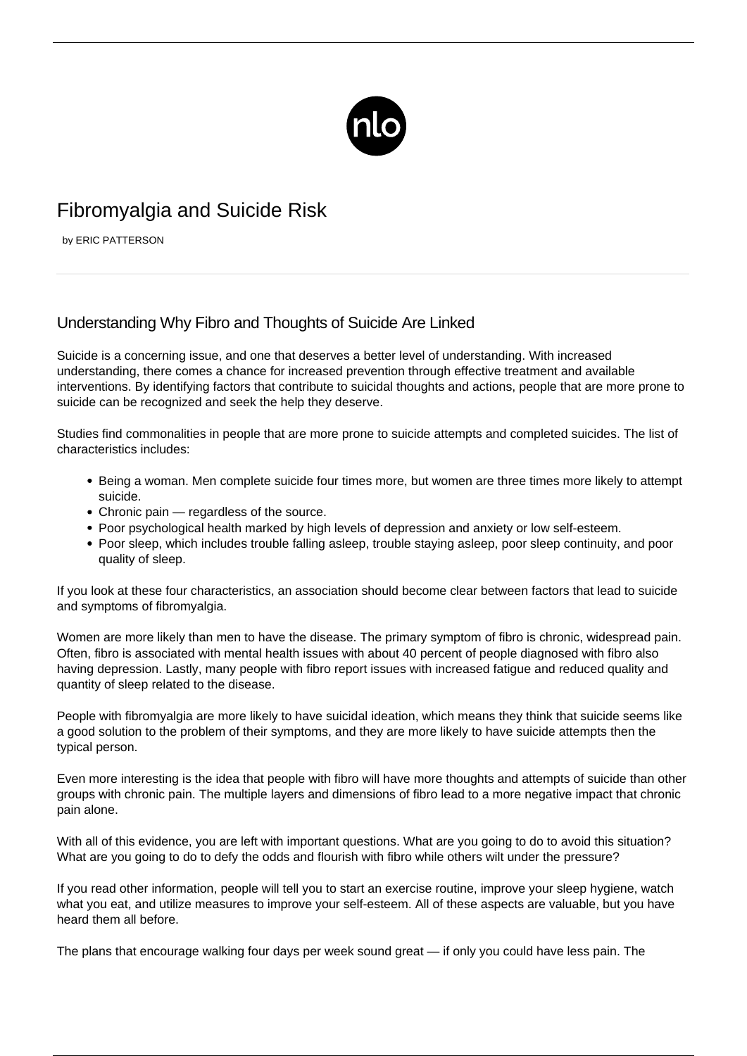# Fibromyalgia and Suicide Risk

by ERIC PATTERSON

## Understanding Why Fibro and Thoughts of Suicide Are Linked

Suicide is a concerning issue, and one that deserves a better level of understanding. With increased understanding, there comes a chance for increased prevention through effective treatment and available interventions. By identifying factors that contribute to suicidal thoughts and actions, people that are more prone to suicide can be recognized and seek the help they deserve.

Studies find commonalities in people that are more prone to suicide attempts and completed suicides. The list of characteristics includes:

- Being a woman. Men complete suicide four times more, but women are three times more likely to attempt suicide.
- Chronic pain — regardless of the source.
- Poor psychological health marked by high levels of depression and anxiety or low self-esteem.
- Poor sleep, which includes trouble falling asleep, trouble staying asleep, poor sleep continuity, and poor quality of sleep.

If you look at these four characteristics, an association should become clear between factors that lead to suicide and symptoms of fibromyalgia.

Women are more likely than men to have the disease. The primary symptom of fibro is chronic, widespread pain. Often, fibro is associated with mental health issues with about 40 percent of people diagnosed with fibro also having depression. Lastly, many people with fibro report issues with increased fatigue and reduced quality and quantity of sleep related to the disease.

People with fibromyalgia are more likely to have suicidal ideation, which means they think that suicide seems like a good solution to the problem of their symptoms, and they are more likely to have suicide attempts then the typical person.

Even more interesting is the idea that people with fibro will have more thoughts and attempts of suicide than other groups with chronic pain. The multiple layers and dimensions of fibro lead to a more negative impact that chronic pain alone.

With all of this evidence, you are left with important questions. What are you going to do to avoid this situation? What are you going to do to defy the odds and flourish with fibro while others wilt under the pressure?

If you read other information, people will tell you to start an exercise routine, improve your sleep hygiene, watch what you eat, and utilize measures to improve your self-esteem. All of these aspects are valuable, but you have heard them all before.

The plans that encourage walking four days per week sound great — if only you could have less pain. The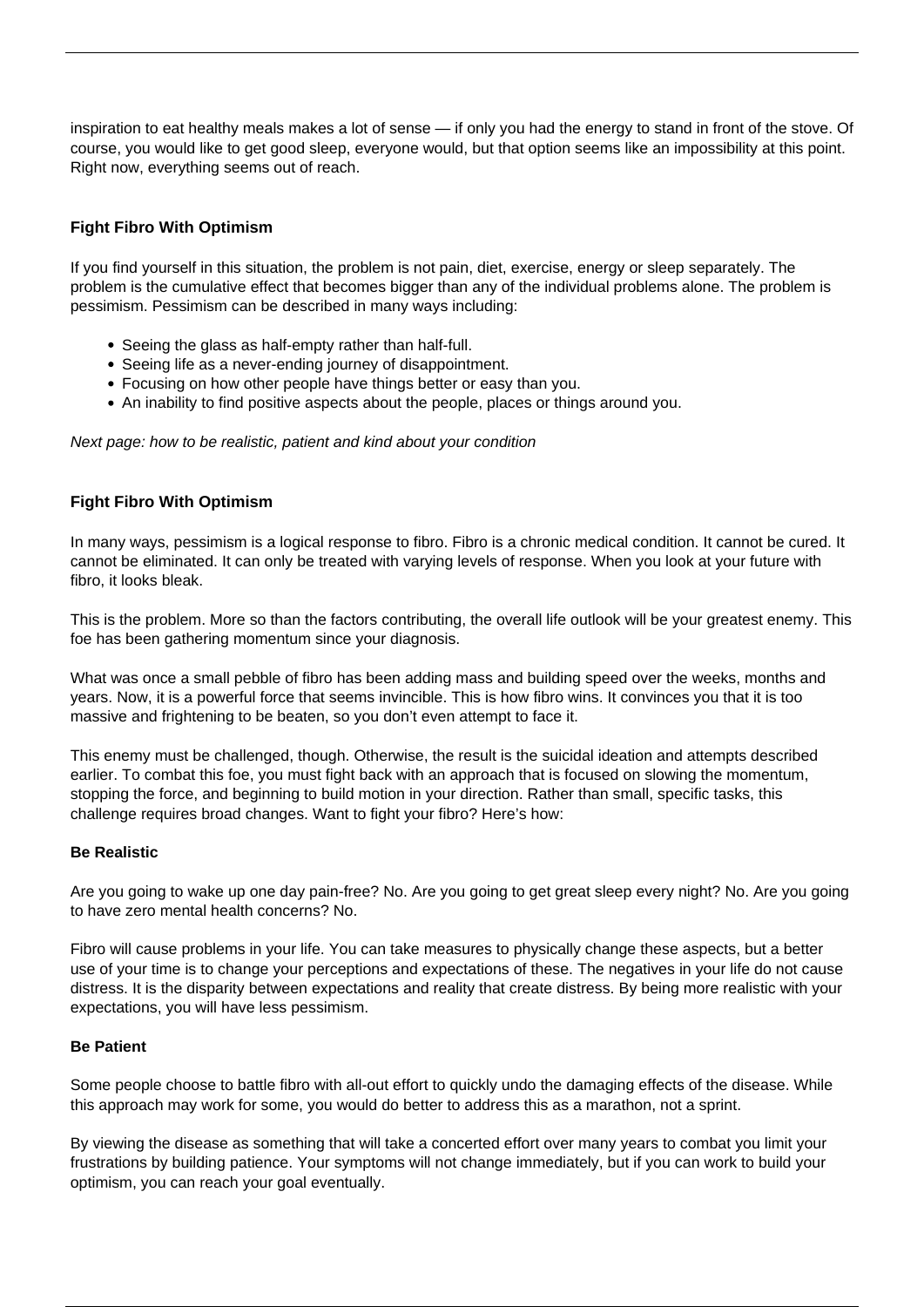inspiration to eat healthy meals makes a lot of sense — if only you had the energy to stand in front of the stove. Of course, you would like to get good sleep, everyone would, but that option seems like an impossibility at this point. Right now, everything seems out of reach.

### Fight Fibro With Optimism

If you find yourself in this situation, the problem is not pain, diet, exercise, energy or sleep separately. The problem is the cumulative effect that becomes bigger than any of the individual problems alone. The problem is pessimism. Pessimism can be described in many ways including:

- Seeing the glass as half-empty rather than half-full.
- Seeing life as a never-ending journey of disappointment.
- Focusing on how other people have things better or easy than you.
- An inability to find positive aspects about the people, places or things around you.

*Next page: how to be realistic, patient and kind about your condition*

### Fight Fibro With Optimism

In many ways, pessimism is a logical response to fibro. Fibro is a chronic medical condition. It cannot be cured. It cannot be eliminated. It can only be treated with varying levels of response. When you look at your future with fibro, it looks bleak.

This is the problem. More so than the factors contributing, the overall life outlook will be your greatest enemy. This foe has been gathering momentum since your diagnosis.

What was once a small pebble of fibro has been adding mass and building speed over the weeks, months and years. Now, it is a powerful force that seems invincible. This is how fibro wins. It convinces you that it is too massive and frightening to be beaten, so you don't even attempt to face it.

This enemy must be challenged, though. Otherwise, the result is the suicidal ideation and attempts described earlier. To combat this foe, you must fight back with an approach that is focused on slowing the momentum, stopping the force, and beginning to build motion in your direction. Rather than small, specific tasks, this challenge requires broad changes. Want to fight your fibro? Here's how:

#### Be Realistic

Are you going to wake up one day pain-free? No. Are you going to get great sleep every night? No. Are you going to have zero mental health concerns? No.

Fibro will cause problems in your life. You can take measures to physically change these aspects, but a better use of your time is to change your perceptions and expectations of these. The negatives in your life do not cause distress. It is the disparity between expectations and reality that create distress. By being more realistic with your expectations, you will have less pessimism.

#### Be Patient

Some people choose to battle fibro with all-out effort to quickly undo the damaging effects of the disease. While this approach may work for some, you would do better to address this as a marathon, not a sprint.

By viewing the disease as something that will take a concerted effort over many years to combat you limit your frustrations by building patience. Your symptoms will not change immediately, but if you can work to build your optimism, you can reach your goal eventually.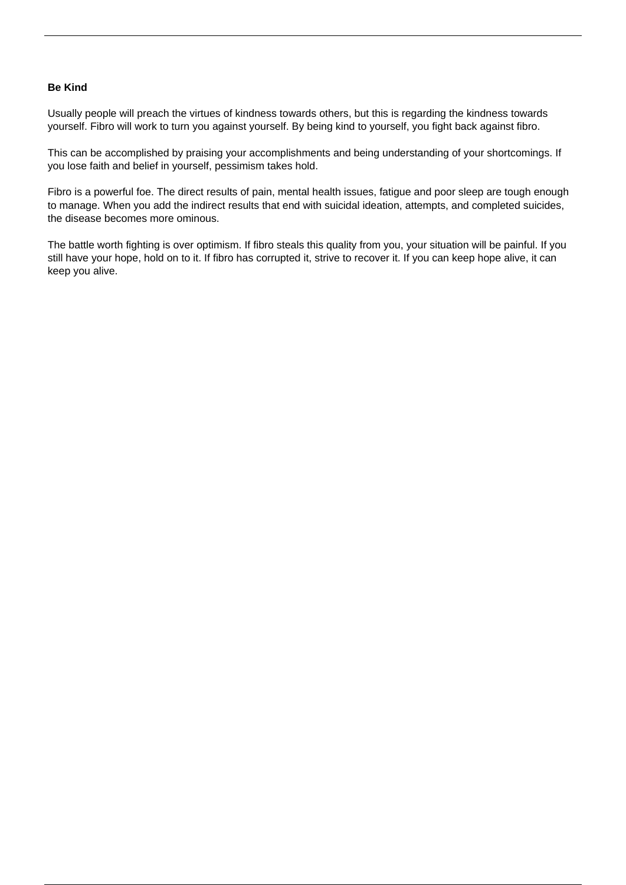**Be Kind**

Usually people will preach the virtues of kindness towards others, but this is regarding the kindness towards yourself. Fibro will work to turn you against yourself. By being kind to yourself, you fight back against fibro.

This can be accomplished by praising your accomplishments and being understanding of your shortcomings. If you lose faith and belief in yourself, pessimism takes hold.

Fibro is a powerful foe. The direct results of pain, mental health issues, fatigue and poor sleep are tough enough to manage. When you add the indirect results that end with suicidal ideation, attempts, and completed suicides, the disease becomes more ominous.

The battle worth fighting is over optimism. If fibro steals this quality from you, your situation will be painful. If you still have your hope, hold on to it. If fibro has corrupted it, strive to recover it. If you can keep hope alive, it can keep you alive.